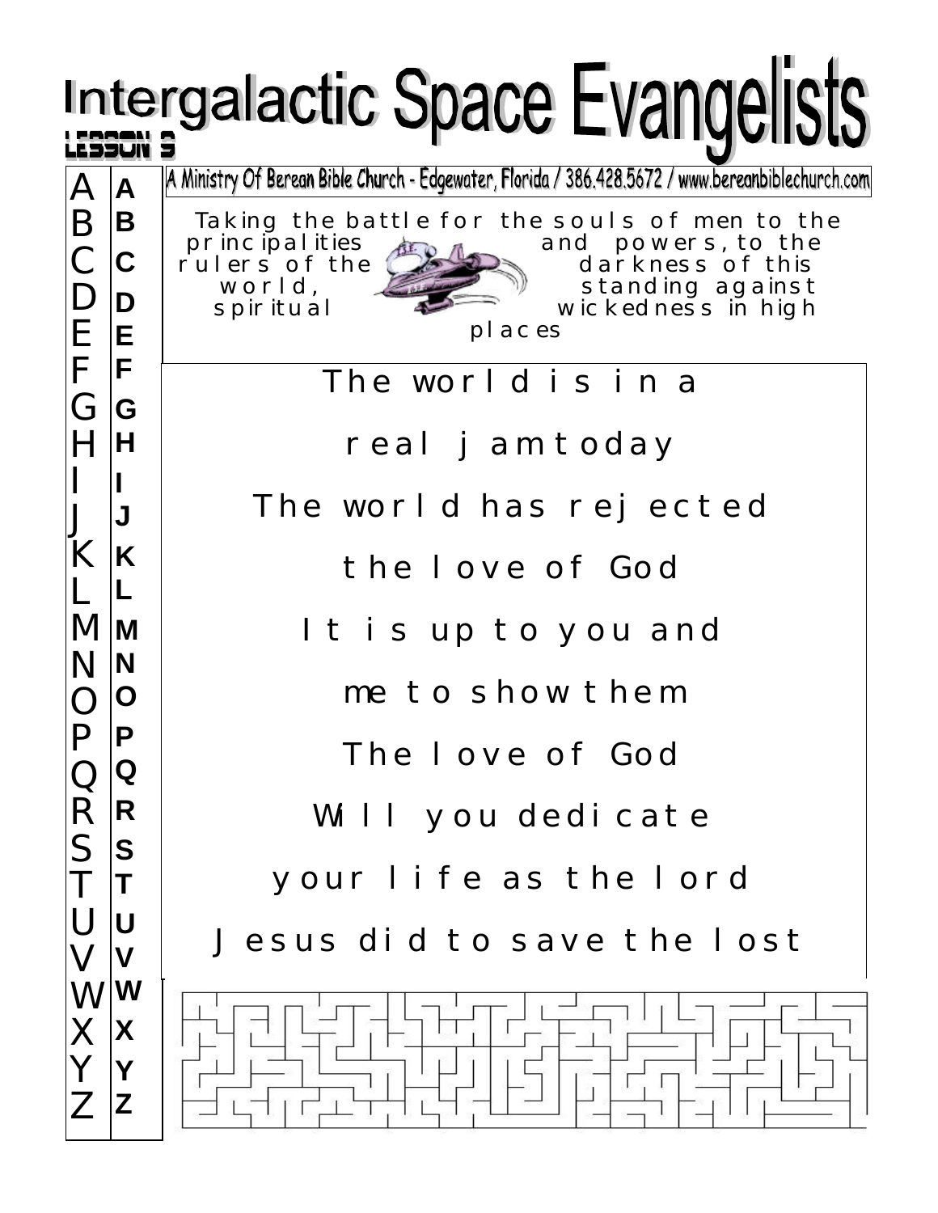# Intergalactic Space Evangelists

LESSON 9

A Ministry Of Berean Bible Church - Edgewater, Florida / 386.428.5672 / www.bereanbiblechurch.com

Taking the battle for the souls of men to the principalities and powers, to the rulers of the darkness of this world, standing against spiritual wickedness in high places

A B C D E F G H I J K L M N O P Q R S T U V W X Y Z

A B C D E F G H I J K L M N O P Q R S T U V W X Y Z

The world is in a

real jam today

The world has rejected

the love of God

It is up to you and

me to show them

The love of God

Will you dedicate

your life as the lord

Jesus did to save the lost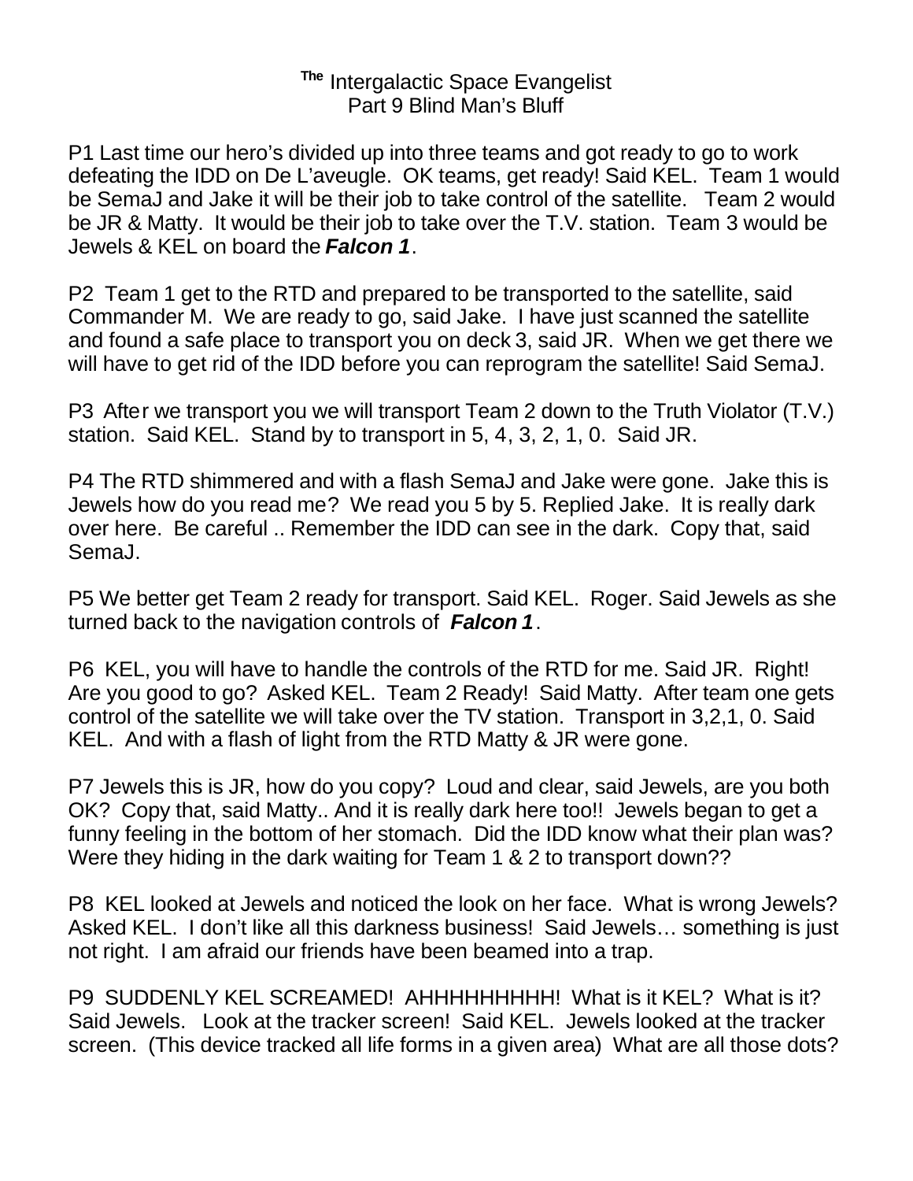# The Intergalactic Space Evangelist
## Part 9 Blind Man's Bluff

P1 Last time our hero's divided up into three teams and got ready to go to work defeating the IDD on De L'aveugle. OK teams, get ready! Said KEL. Team 1 would be SemaJ and Jake it will be their job to take control of the satellite. Team 2 would be JR & Matty. It would be their job to take over the T.V. station. Team 3 would be Jewels & KEL on board the ***Falcon 1***.

P2 Team 1 get to the RTD and prepared to be transported to the satellite, said Commander M. We are ready to go, said Jake. I have just scanned the satellite and found a safe place to transport you on deck 3, said JR. When we get there we will have to get rid of the IDD before you can reprogram the satellite! Said SemaJ.

P3 After we transport you we will transport Team 2 down to the Truth Violator (T.V.) station. Said KEL. Stand by to transport in 5, 4, 3, 2, 1, 0. Said JR.

P4 The RTD shimmered and with a flash SemaJ and Jake were gone. Jake this is Jewels how do you read me? We read you 5 by 5. Replied Jake. It is really dark over here. Be careful .. Remember the IDD can see in the dark. Copy that, said SemaJ.

P5 We better get Team 2 ready for transport. Said KEL. Roger. Said Jewels as she turned back to the navigation controls of ***Falcon 1***.

P6 KEL, you will have to handle the controls of the RTD for me. Said JR. Right! Are you good to go? Asked KEL. Team 2 Ready! Said Matty. After team one gets control of the satellite we will take over the TV station. Transport in 3,2,1, 0. Said KEL. And with a flash of light from the RTD Matty & JR were gone.

P7 Jewels this is JR, how do you copy? Loud and clear, said Jewels, are you both OK? Copy that, said Matty.. And it is really dark here too!! Jewels began to get a funny feeling in the bottom of her stomach. Did the IDD know what their plan was? Were they hiding in the dark waiting for Team 1 & 2 to transport down??

P8 KEL looked at Jewels and noticed the look on her face. What is wrong Jewels? Asked KEL. I don't like all this darkness business! Said Jewels… something is just not right. I am afraid our friends have been beamed into a trap.

P9 SUDDENLY KEL SCREAMED! AHHHHHHHHH! What is it KEL? What is it? Said Jewels. Look at the tracker screen! Said KEL. Jewels looked at the tracker screen. (This device tracked all life forms in a given area) What are all those dots?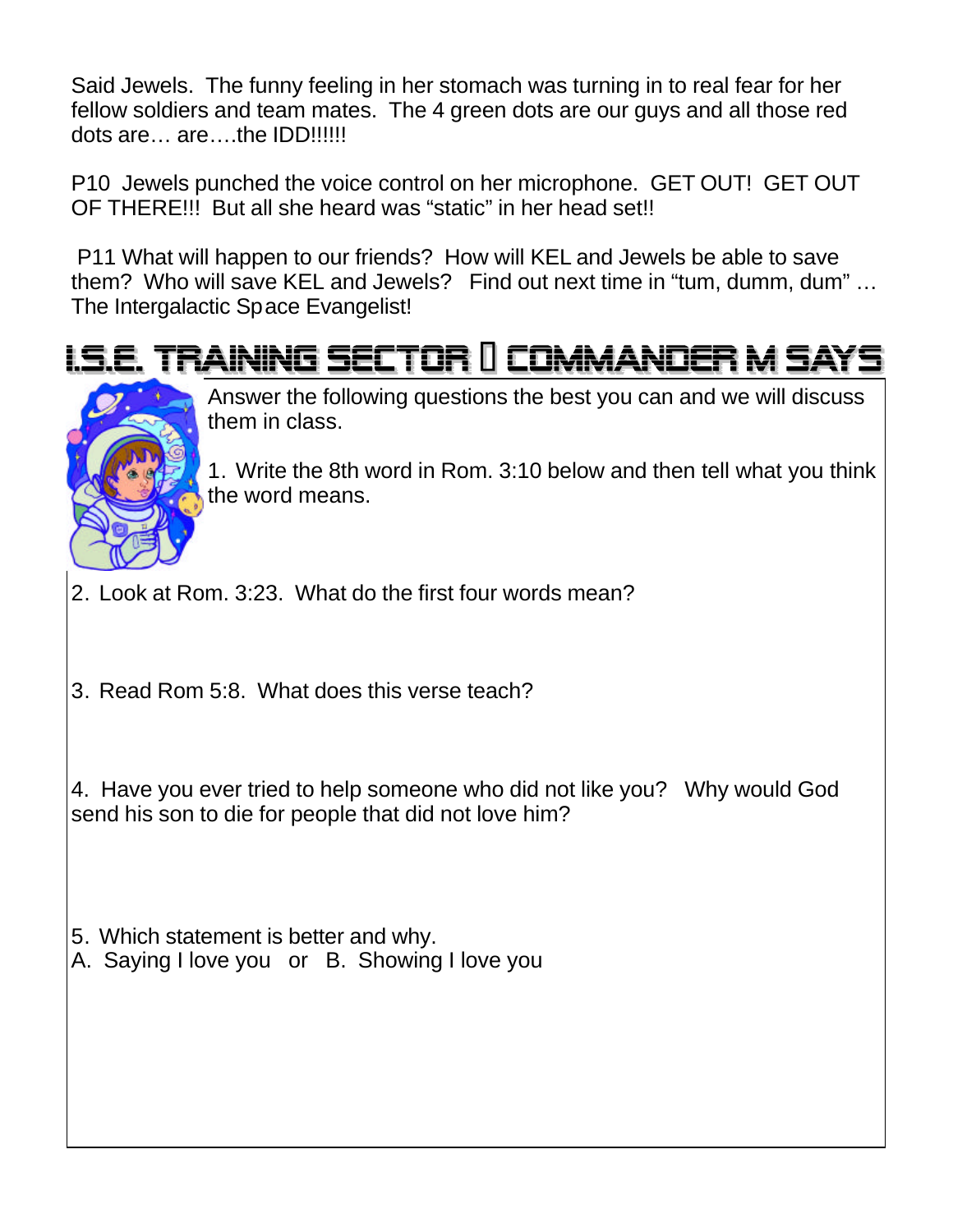Said Jewels. The funny feeling in her stomach was turning in to real fear for her fellow soldiers and team mates. The 4 green dots are our guys and all those red dots are… are….the IDD!!!!!!

P10 Jewels punched the voice control on her microphone. GET OUT! GET OUT OF THERE!!! But all she heard was “static” in her head set!!

P11 What will happen to our friends? How will KEL and Jewels be able to save them? Who will save KEL and Jewels? Find out next time in “tum, dumm, dum” … The Intergalactic Space Evangelist!

## I.S.E. TRAINING SECTOR  COMMANDER M SAYS

Answer the following questions the best you can and we will discuss them in class.

1. Write the 8th word in Rom. 3:10 below and then tell what you think the word means.

2. Look at Rom. 3:23. What do the first four words mean?

3. Read Rom 5:8. What does this verse teach?

4. Have you ever tried to help someone who did not like you? Why would God send his son to die for people that did not love him?

5. Which statement is better and why.
A. Saying I love you or B. Showing I love you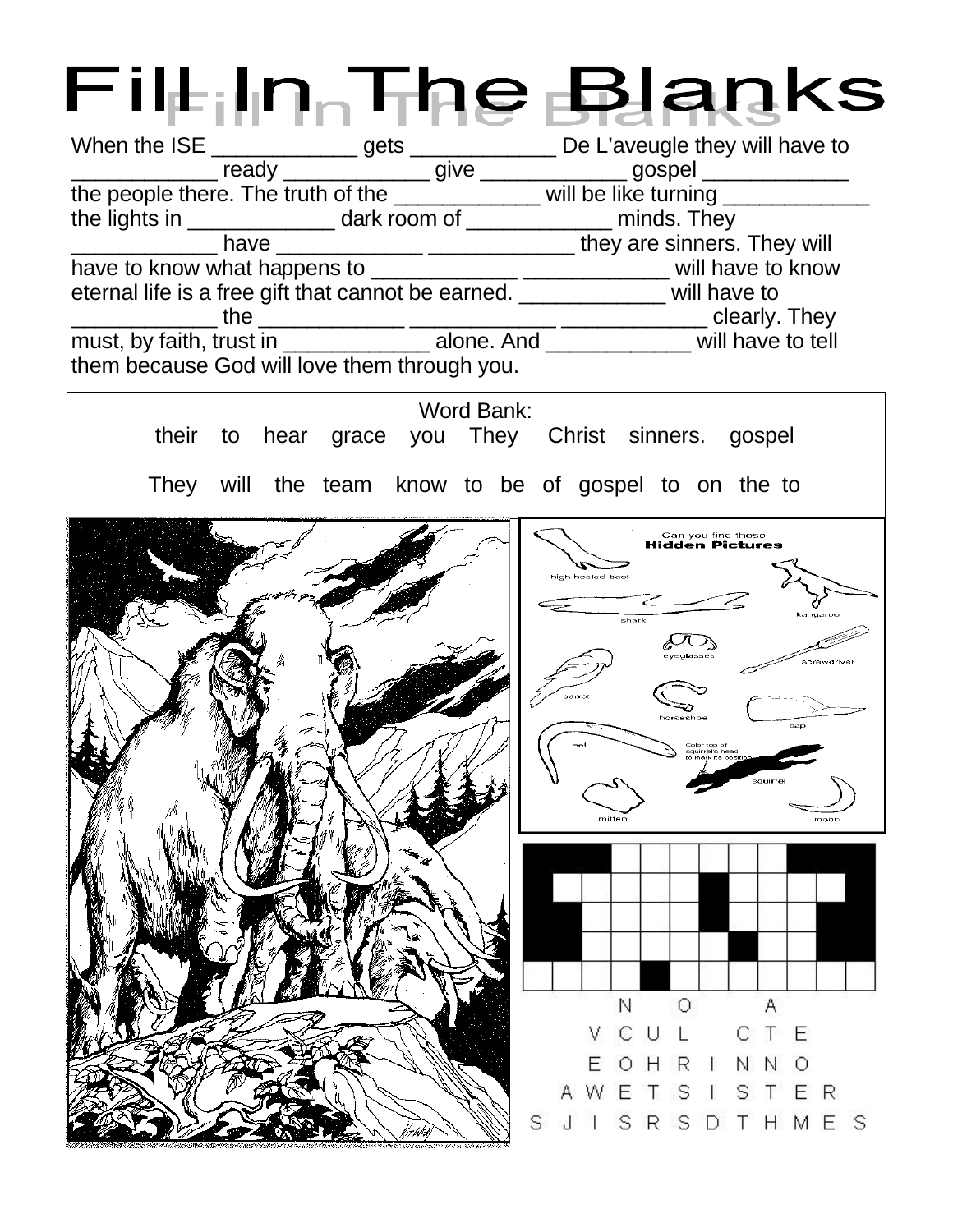# Fill In The Blanks

When the ISE ____________ gets ____________ De L'aveugle they will have to ____________ ready ____________ give ____________ gospel ____________ the people there. The truth of the ____________ will be like turning ____________ the lights in ____________ dark room of ____________ minds. They ____________ have ____________ ____________ they are sinners. They will have to know what happens to ____________ ____________ will have to know eternal life is a free gift that cannot be earned. ____________ will have to ____________ the ____________ ____________ ____________ clearly. They must, by faith, trust in ____________ alone. And ____________ will have to tell them because God will love them through you.

Word Bank:

their to hear grace you They Christ sinners. gospel

They will the team know to be of gospel to on the to

Can you find these
**Hidden Pictures**

high-heeled boot

shark

kangaroo

eyeglasses

screwdriver

parrot

horseshoe

cap

eel

Color top of squirrel's head to mark its position

squirrel

mitten

moon

N O A

V C U L C T E

E O H R I N N O

A W E T S I S T E R

S J I S R S D T H M E S